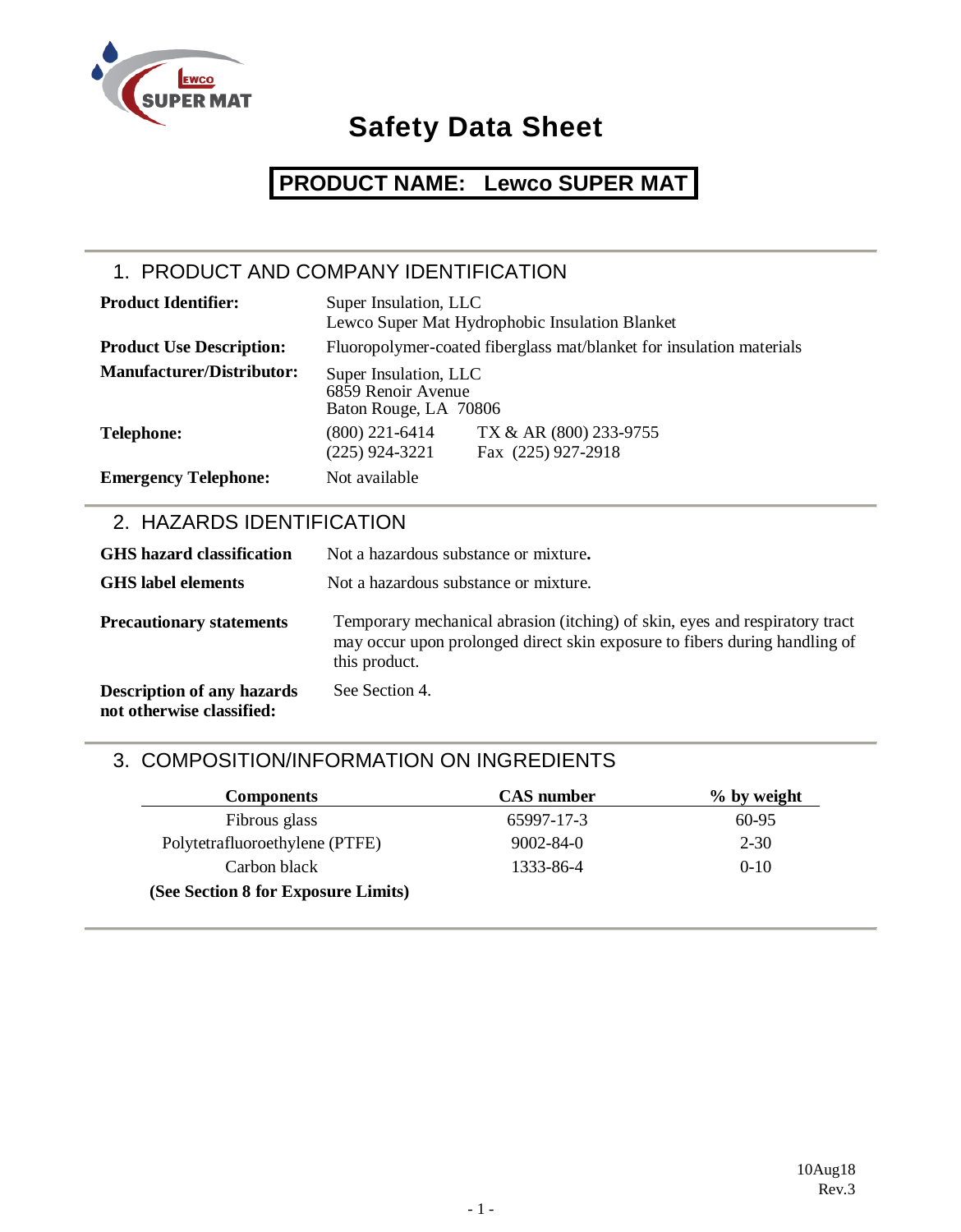# Safety Data Sheet

## PRODUCT NAME: Lewco SUPER MAT

## 1. PRODUCT AND COMPANY IDENTIFICATION

**Product Identifier:** Super Insulation, LLC
Lewco Super Mat Hydrophobic Insulation Blanket

**Product Use Description:** Fluoropolymer-coated fiberglass mat/blanket for insulation materials

**Manufacturer/Distributor:** Super Insulation, LLC
6859 Renoir Avenue
Baton Rouge, LA 70806

**Telephone:** (800) 221-6414 TX & AR (800) 233-9755
(225) 924-3221 Fax (225) 927-2918

**Emergency Telephone:** Not available

## 2. HAZARDS IDENTIFICATION

**GHS hazard classification** Not a hazardous substance or mixture**.**

**GHS label elements** Not a hazardous substance or mixture.

**Precautionary statements** Temporary mechanical abrasion (itching) of skin, eyes and respiratory tract may occur upon prolonged direct skin exposure to fibers during handling of this product.

**Description of any hazards not otherwise classified:** See Section 4.

## 3. COMPOSITION/INFORMATION ON INGREDIENTS

| Components | CAS number | % by weight |
|---|---|---|
| Fibrous glass | 65997-17-3 | 60-95 |
| Polytetrafluoroethylene (PTFE) | 9002-84-0 | 2-30 |
| Carbon black | 1333-86-4 | 0-10 |

**(See Section 8 for Exposure Limits)**

10Aug18
Rev.3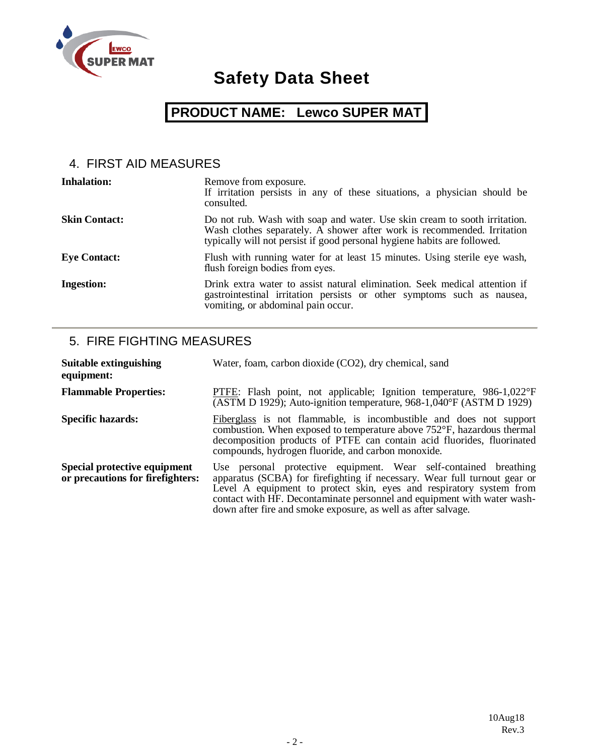# Safety Data Sheet

**PRODUCT NAME: Lewco SUPER MAT**

## 4. FIRST AID MEASURES

| | |
|---|---|
| **Inhalation:** | Remove from exposure. If irritation persists in any of these situations, a physician should be consulted. |
| **Skin Contact:** | Do not rub. Wash with soap and water. Use skin cream to sooth irritation. Wash clothes separately. A shower after work is recommended. Irritation typically will not persist if good personal hygiene habits are followed. |
| **Eye Contact:** | Flush with running water for at least 15 minutes. Using sterile eye wash, flush foreign bodies from eyes. |
| **Ingestion:** | Drink extra water to assist natural elimination. Seek medical attention if gastrointestinal irritation persists or other symptoms such as nausea, vomiting, or abdominal pain occur. |

## 5. FIRE FIGHTING MEASURES

| | |
|---|---|
| **Suitable extinguishing equipment:** | Water, foam, carbon dioxide ($CO_2$), dry chemical, sand |
| **Flammable Properties:** | PTFE: Flash point, not applicable; Ignition temperature, 986-1,022°F (ASTM D 1929); Auto-ignition temperature, 968-1,040°F (ASTM D 1929) |
| **Specific hazards:** | Fiberglass is not flammable, is incombustible and does not support combustion. When exposed to temperature above 752°F, hazardous thermal decomposition products of PTFE can contain acid fluorides, fluorinated compounds, hydrogen fluoride, and carbon monoxide. |
| **Special protective equipment or precautions for firefighters:** | Use personal protective equipment. Wear self-contained breathing apparatus (SCBA) for firefighting if necessary. Wear full turnout gear or Level A equipment to protect skin, eyes and respiratory system from contact with HF. Decontaminate personnel and equipment with water wash-down after fire and smoke exposure, as well as after salvage. |

10Aug18
Rev.3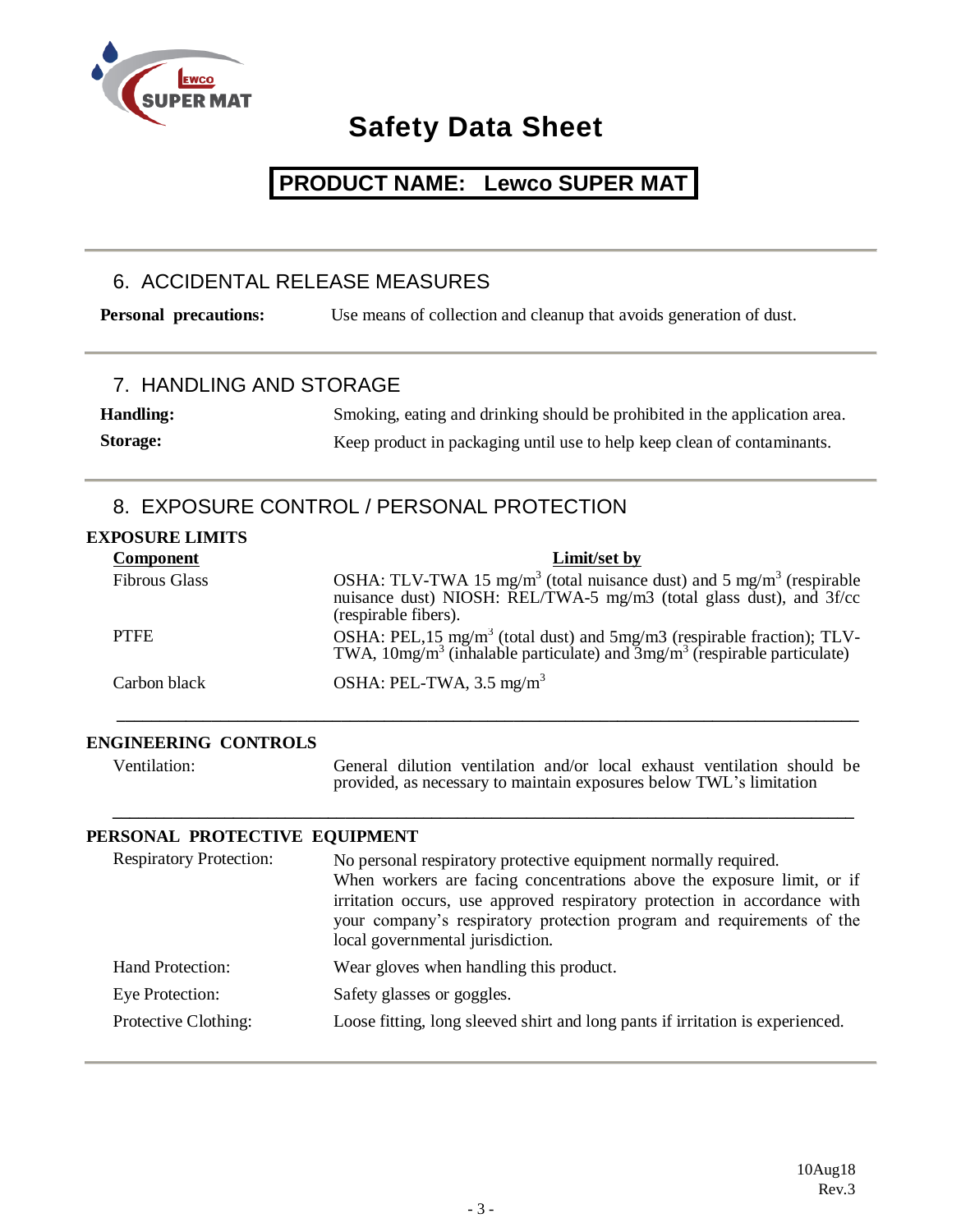# Safety Data Sheet

**PRODUCT NAME: Lewco SUPER MAT**

## 6. ACCIDENTAL RELEASE MEASURES

**Personal precautions:** Use means of collection and cleanup that avoids generation of dust.

## 7. HANDLING AND STORAGE

**Handling:** Smoking, eating and drinking should be prohibited in the application area.

**Storage:** Keep product in packaging until use to help keep clean of contaminants.

## 8. EXPOSURE CONTROL / PERSONAL PROTECTION

**EXPOSURE LIMITS**

| Component | Limit/set by |
|---|---|
| Fibrous Glass | OSHA: TLV-TWA 15 mg/m$^3$ (total nuisance dust) and 5 mg/m$^3$ (respirable nuisance dust) NIOSH: REL/TWA-5 mg/m3 (total glass dust), and 3f/cc (respirable fibers). |
| PTFE | OSHA: PEL,15 mg/m$^3$ (total dust) and 5mg/m3 (respirable fraction); TLV-TWA, 10mg/m$^3$ (inhalable particulate) and 3mg/m$^3$ (respirable particulate) |
| Carbon black | OSHA: PEL-TWA, 3.5 mg/m$^3$ |

**ENGINEERING CONTROLS**

Ventilation: General dilution ventilation and/or local exhaust ventilation should be provided, as necessary to maintain exposures below TWL's limitation

**PERSONAL PROTECTIVE EQUIPMENT**

Respiratory Protection: No personal respiratory protective equipment normally required. When workers are facing concentrations above the exposure limit, or if irritation occurs, use approved respiratory protection in accordance with your company's respiratory protection program and requirements of the local governmental jurisdiction.

Hand Protection: Wear gloves when handling this product.

Eye Protection: Safety glasses or goggles.

Protective Clothing: Loose fitting, long sleeved shirt and long pants if irritation is experienced.

10Aug18
Rev.3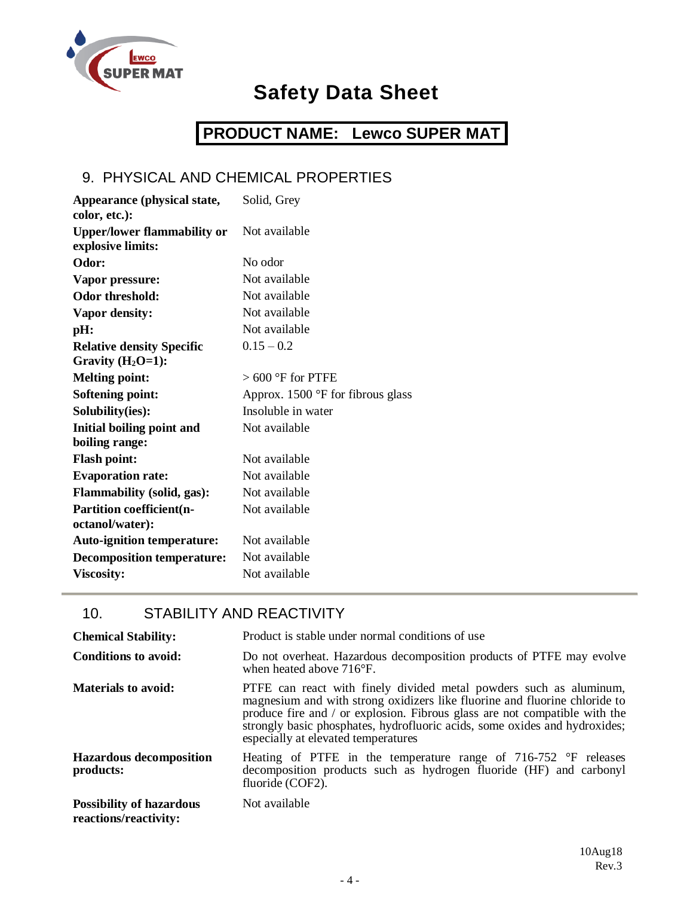# Safety Data Sheet

**PRODUCT NAME: Lewco SUPER MAT**

## 9. PHYSICAL AND CHEMICAL PROPERTIES

| | |
|---|---|
| **Appearance (physical state, color, etc.):** | Solid, Grey |
| **Upper/lower flammability or explosive limits:** | Not available |
| **Odor:** | No odor |
| **Vapor pressure:** | Not available |
| **Odor threshold:** | Not available |
| **Vapor density:** | Not available |
| **pH:** | Not available |
| **Relative density Specific Gravity ($H_2O$=1):** | 0.15 – 0.2 |
| **Melting point:** | > 600 °F for PTFE |
| **Softening point:** | Approx. 1500 °F for fibrous glass |
| **Solubility(ies):** | Insoluble in water |
| **Initial boiling point and boiling range:** | Not available |
| **Flash point:** | Not available |
| **Evaporation rate:** | Not available |
| **Flammability (solid, gas):** | Not available |
| **Partition coefficient(n-octanol/water):** | Not available |
| **Auto-ignition temperature:** | Not available |
| **Decomposition temperature:** | Not available |
| **Viscosity:** | Not available |

## 10. STABILITY AND REACTIVITY

| | |
|---|---|
| **Chemical Stability:** | Product is stable under normal conditions of use |
| **Conditions to avoid:** | Do not overheat. Hazardous decomposition products of PTFE may evolve when heated above 716°F. |
| **Materials to avoid:** | PTFE can react with finely divided metal powders such as aluminum, magnesium and with strong oxidizers like fluorine and fluorine chloride to produce fire and / or explosion. Fibrous glass are not compatible with the strongly basic phosphates, hydrofluoric acids, some oxides and hydroxides; especially at elevated temperatures |
| **Hazardous decomposition products:** | Heating of PTFE in the temperature range of 716-752 °F releases decomposition products such as hydrogen fluoride (HF) and carbonyl fluoride (COF2). |
| **Possibility of hazardous reactions/reactivity:** | Not available |

10Aug18
Rev.3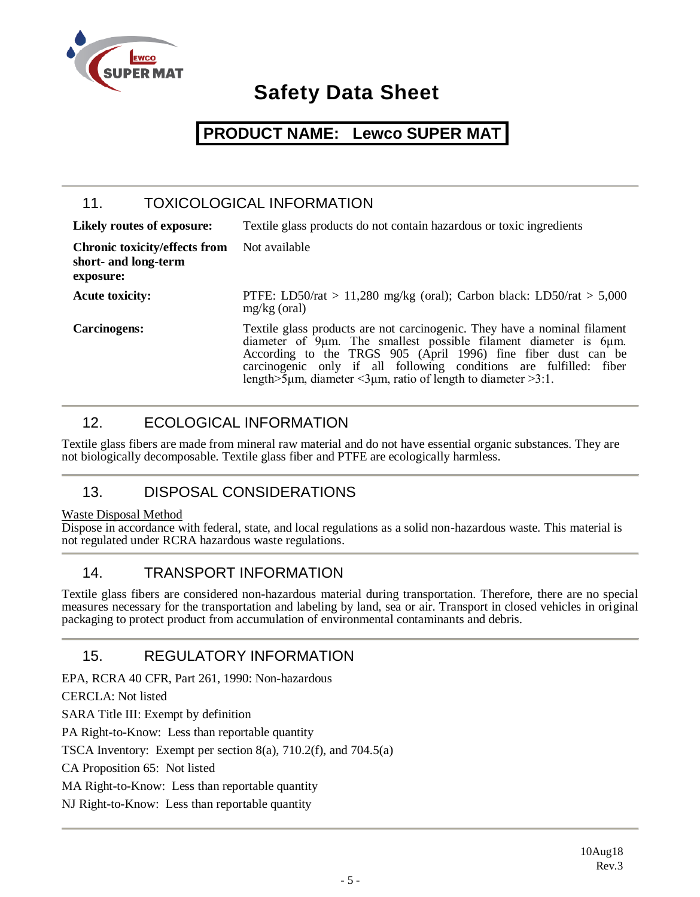# Safety Data Sheet

**PRODUCT NAME: Lewco SUPER MAT**

## 11. TOXICOLOGICAL INFORMATION

| | |
|---|---|
| **Likely routes of exposure:** | Textile glass products do not contain hazardous or toxic ingredients |
| **Chronic toxicity/effects from short- and long-term exposure:** | Not available |
| **Acute toxicity:** | PTFE: LD50/rat > 11,280 mg/kg (oral); Carbon black: LD50/rat > 5,000 mg/kg (oral) |
| **Carcinogens:** | Textile glass products are not carcinogenic. They have a nominal filament diameter of 9µm. The smallest possible filament diameter is 6µm. According to the TRGS 905 (April 1996) fine fiber dust can be carcinogenic only if all following conditions are fulfilled: fiber length>5µm, diameter <3µm, ratio of length to diameter >3:1. |

## 12. ECOLOGICAL INFORMATION

Textile glass fibers are made from mineral raw material and do not have essential organic substances. They are not biologically decomposable. Textile glass fiber and PTFE are ecologically harmless.

## 13. DISPOSAL CONSIDERATIONS

Waste Disposal Method

Dispose in accordance with federal, state, and local regulations as a solid non-hazardous waste. This material is not regulated under RCRA hazardous waste regulations.

## 14. TRANSPORT INFORMATION

Textile glass fibers are considered non-hazardous material during transportation. Therefore, there are no special measures necessary for the transportation and labeling by land, sea or air. Transport in closed vehicles in original packaging to protect product from accumulation of environmental contaminants and debris.

## 15. REGULATORY INFORMATION

EPA, RCRA 40 CFR, Part 261, 1990: Non-hazardous

CERCLA: Not listed

SARA Title III: Exempt by definition

PA Right-to-Know: Less than reportable quantity

TSCA Inventory: Exempt per section 8(a), 710.2(f), and 704.5(a)

CA Proposition 65: Not listed

MA Right-to-Know: Less than reportable quantity

NJ Right-to-Know: Less than reportable quantity

10Aug18
Rev.3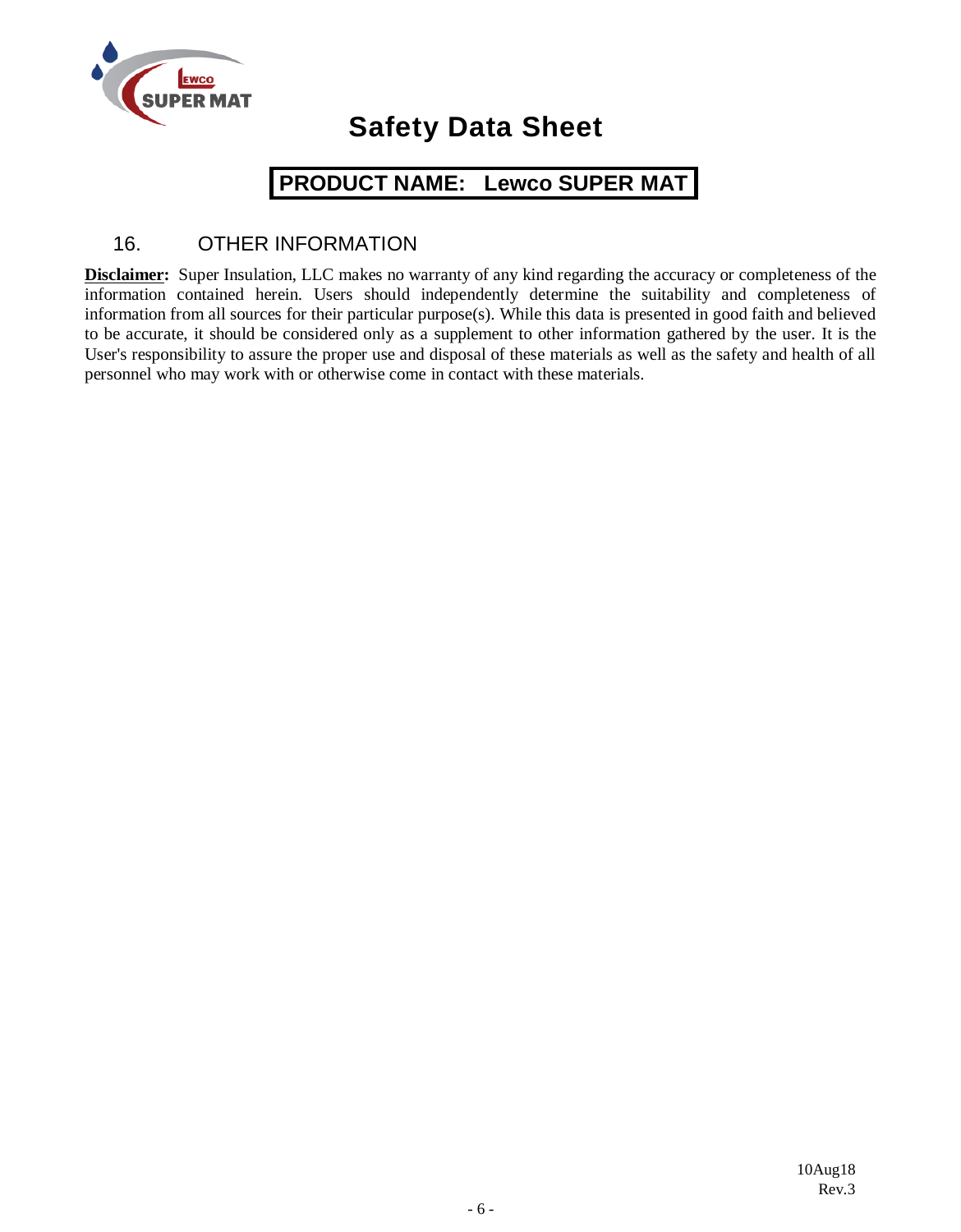# Safety Data Sheet

**PRODUCT NAME: Lewco SUPER MAT**

## 16. OTHER INFORMATION

**Disclaimer:** Super Insulation, LLC makes no warranty of any kind regarding the accuracy or completeness of the information contained herein. Users should independently determine the suitability and completeness of information from all sources for their particular purpose(s). While this data is presented in good faith and believed to be accurate, it should be considered only as a supplement to other information gathered by the user. It is the User's responsibility to assure the proper use and disposal of these materials as well as the safety and health of all personnel who may work with or otherwise come in contact with these materials.

10Aug18
Rev.3